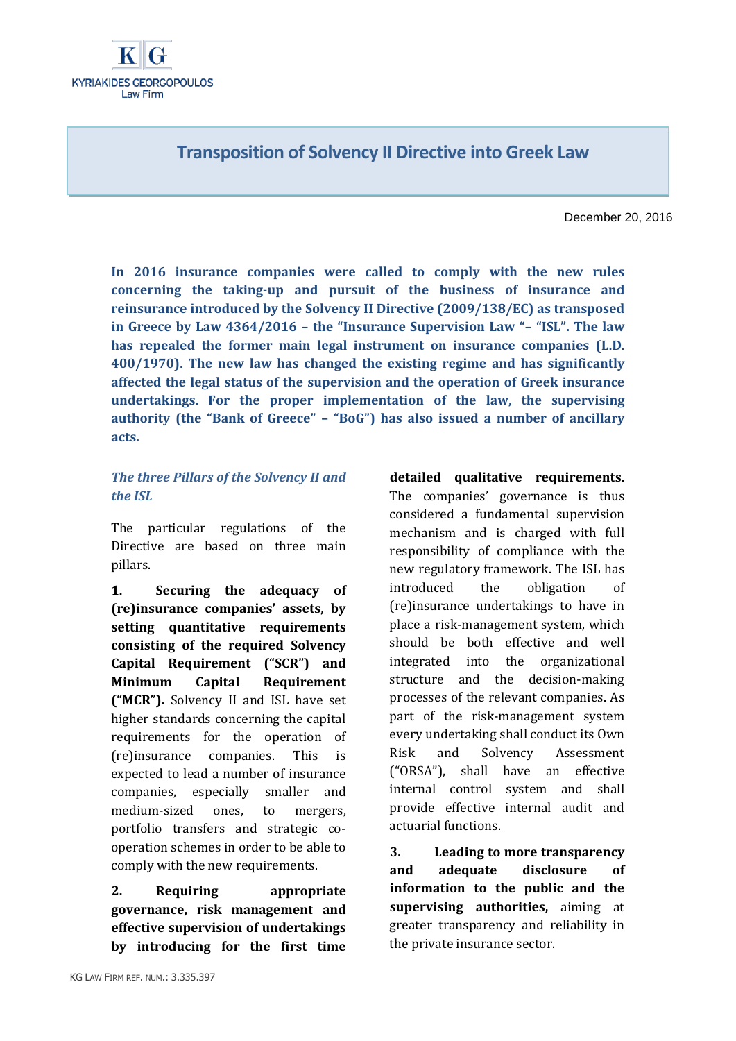KYRIAKIDES GEORGOPOULOS
Law Firm

# Transposition of Solvency II Directive into Greek Law

December 20, 2016

**In 2016 insurance companies were called to comply with the new rules concerning the taking-up and pursuit of the business of insurance and reinsurance introduced by the Solvency II Directive (2009/138/EC) as transposed in Greece by Law 4364/2016 – the "Insurance Supervision Law "– "ISL". The law has repealed the former main legal instrument on insurance companies (L.D. 400/1970). The new law has changed the existing regime and has significantly affected the legal status of the supervision and the operation of Greek insurance undertakings. For the proper implementation of the law, the supervising authority (the "Bank of Greece" – "BoG") has also issued a number of ancillary acts.**

### *The three Pillars of the Solvency II and the ISL*

The particular regulations of the Directive are based on three main pillars.

1. **Securing the adequacy of (re)insurance companies' assets, by setting quantitative requirements consisting of the required Solvency Capital Requirement ("SCR") and Minimum Capital Requirement ("MCR").** Solvency II and ISL have set higher standards concerning the capital requirements for the operation of (re)insurance companies. This is expected to lead a number of insurance companies, especially smaller and medium-sized ones, to mergers, portfolio transfers and strategic co-operation schemes in order to be able to comply with the new requirements.

2. **Requiring appropriate governance, risk management and effective supervision of undertakings by introducing for the first time detailed qualitative requirements.** The companies' governance is thus considered a fundamental supervision mechanism and is charged with full responsibility of compliance with the new regulatory framework. The ISL has introduced the obligation of (re)insurance undertakings to have in place a risk-management system, which should be both effective and well integrated into the organizational structure and the decision-making processes of the relevant companies. As part of the risk-management system every undertaking shall conduct its Own Risk and Solvency Assessment ("ORSA"), shall have an effective internal control system and shall provide effective internal audit and actuarial functions.

3. **Leading to more transparency and adequate disclosure of information to the public and the supervising authorities,** aiming at greater transparency and reliability in the private insurance sector.

KG Law Firm ref. num.: 3.335.397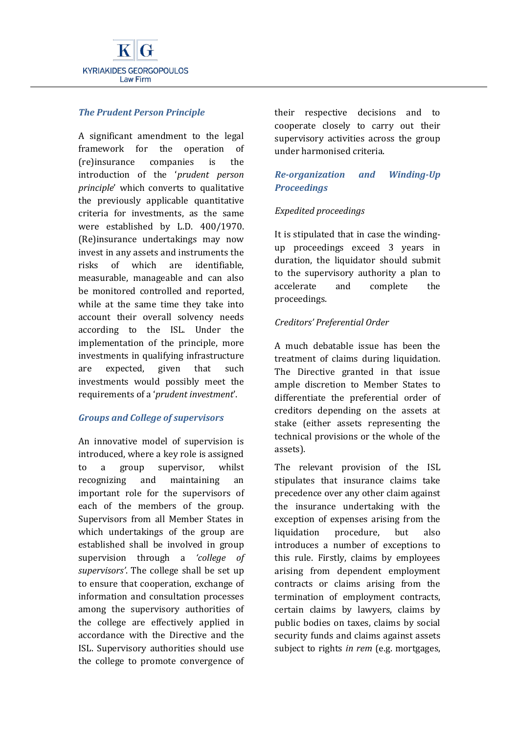### *The Prudent Person Principle*

A significant amendment to the legal framework for the operation of (re)insurance companies is the introduction of the '*prudent person principle*' which converts to qualitative the previously applicable quantitative criteria for investments, as the same were established by L.D. 400/1970. (Re)insurance undertakings may now invest in any assets and instruments the risks of which are identifiable, measurable, manageable and can also be monitored controlled and reported, while at the same time they take into account their overall solvency needs according to the ISL. Under the implementation of the principle, more investments in qualifying infrastructure are expected, given that such investments would possibly meet the requirements of a '*prudent investment*'.

### *Groups and College of supervisors*

An innovative model of supervision is introduced, where a key role is assigned to a group supervisor, whilst recognizing and maintaining an important role for the supervisors of each of the members of the group. Supervisors from all Member States in which undertakings of the group are established shall be involved in group supervision through a *'college of supervisors'*. The college shall be set up to ensure that cooperation, exchange of information and consultation processes among the supervisory authorities of the college are effectively applied in accordance with the Directive and the ISL. Supervisory authorities should use the college to promote convergence of their respective decisions and to cooperate closely to carry out their supervisory activities across the group under harmonised criteria.

### *Re-organization and Winding-Up Proceedings*

*Expedited proceedings*

It is stipulated that in case the winding-up proceedings exceed 3 years in duration, the liquidator should submit to the supervisory authority a plan to accelerate and complete the proceedings.

*Creditors' Preferential Order*

A much debatable issue has been the treatment of claims during liquidation. The Directive granted in that issue ample discretion to Member States to differentiate the preferential order of creditors depending on the assets at stake (either assets representing the technical provisions or the whole of the assets).

The relevant provision of the ISL stipulates that insurance claims take precedence over any other claim against the insurance undertaking with the exception of expenses arising from the liquidation procedure, but also introduces a number of exceptions to this rule. Firstly, claims by employees arising from dependent employment contracts or claims arising from the termination of employment contracts, certain claims by lawyers, claims by public bodies on taxes, claims by social security funds and claims against assets subject to rights *in rem* (e.g. mortgages,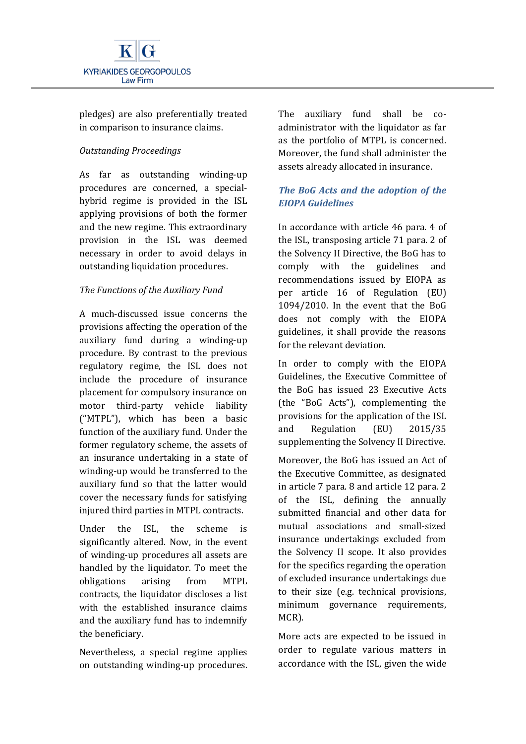pledges) are also preferentially treated in comparison to insurance claims.

*Outstanding Proceedings*

As far as outstanding winding-up procedures are concerned, a special-hybrid regime is provided in the ISL applying provisions of both the former and the new regime. This extraordinary provision in the ISL was deemed necessary in order to avoid delays in outstanding liquidation procedures.

*The Functions of the Auxiliary Fund*

A much-discussed issue concerns the provisions affecting the operation of the auxiliary fund during a winding-up procedure. By contrast to the previous regulatory regime, the ISL does not include the procedure of insurance placement for compulsory insurance on motor third-party vehicle liability ("MTPL"), which has been a basic function of the auxiliary fund. Under the former regulatory scheme, the assets of an insurance undertaking in a state of winding-up would be transferred to the auxiliary fund so that the latter would cover the necessary funds for satisfying injured third parties in MTPL contracts.

Under the ISL, the scheme is significantly altered. Now, in the event of winding-up procedures all assets are handled by the liquidator. To meet the obligations arising from MTPL contracts, the liquidator discloses a list with the established insurance claims and the auxiliary fund has to indemnify the beneficiary.

Nevertheless, a special regime applies on outstanding winding-up procedures. The auxiliary fund shall be co-administrator with the liquidator as far as the portfolio of MTPL is concerned. Moreover, the fund shall administer the assets already allocated in insurance.

## *The BoG Acts and the adoption of the EIOPA Guidelines*

In accordance with article 46 para. 4 of the ISL, transposing article 71 para. 2 of the Solvency II Directive, the BoG has to comply with the guidelines and recommendations issued by EIOPA as per article 16 of Regulation (EU) 1094/2010. In the event that the BoG does not comply with the EIOPA guidelines, it shall provide the reasons for the relevant deviation.

In order to comply with the EIOPA Guidelines, the Executive Committee of the BoG has issued 23 Executive Acts (the "BoG Acts"), complementing the provisions for the application of the ISL and Regulation (EU) 2015/35 supplementing the Solvency II Directive.

Moreover, the BoG has issued an Act of the Executive Committee, as designated in article 7 para. 8 and article 12 para. 2 of the ISL, defining the annually submitted financial and other data for mutual associations and small-sized insurance undertakings excluded from the Solvency II scope. It also provides for the specifics regarding the operation of excluded insurance undertakings due to their size (e.g. technical provisions, minimum governance requirements, MCR).

More acts are expected to be issued in order to regulate various matters in accordance with the ISL, given the wide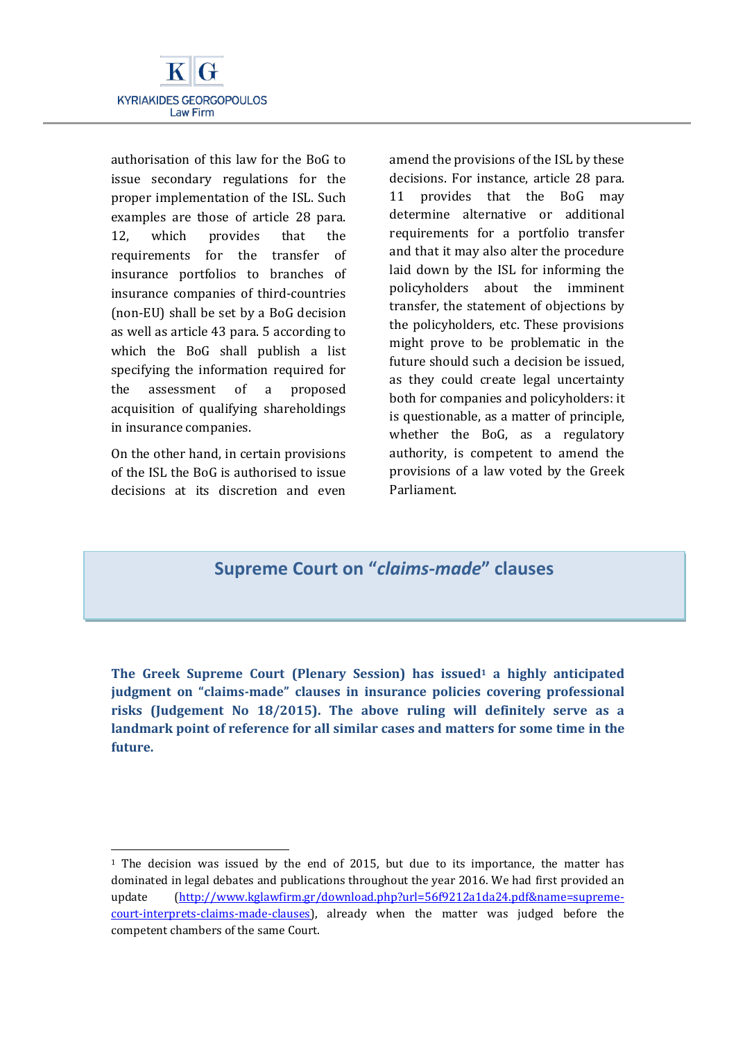authorisation of this law for the BoG to issue secondary regulations for the proper implementation of the ISL. Such examples are those of article 28 para. 12, which provides that the requirements for the transfer of insurance portfolios to branches of insurance companies of third-countries (non-EU) shall be set by a BoG decision as well as article 43 para. 5 according to which the BoG shall publish a list specifying the information required for the assessment of a proposed acquisition of qualifying shareholdings in insurance companies.

On the other hand, in certain provisions of the ISL the BoG is authorised to issue decisions at its discretion and even amend the provisions of the ISL by these decisions. For instance, article 28 para. 11 provides that the BoG may determine alternative or additional requirements for a portfolio transfer and that it may also alter the procedure laid down by the ISL for informing the policyholders about the imminent transfer, the statement of objections by the policyholders, etc. These provisions might prove to be problematic in the future should such a decision be issued, as they could create legal uncertainty both for companies and policyholders: it is questionable, as a matter of principle, whether the BoG, as a regulatory authority, is competent to amend the provisions of a law voted by the Greek Parliament.

## Supreme Court on "*claims-made*" clauses

**The Greek Supreme Court (Plenary Session) has issued[1] a highly anticipated judgment on "claims-made" clauses in insurance policies covering professional risks (Judgement No 18/2015). The above ruling will definitely serve as a landmark point of reference for all similar cases and matters for some time in the future.**

---

[1] The decision was issued by the end of 2015, but due to its importance, the matter has dominated in legal debates and publications throughout the year 2016. We had first provided an update ([http://www.kglawfirm.gr/download.php?url=56f9212a1da24.pdf&name=supreme-court-interprets-claims-made-clauses](http://www.kglawfirm.gr/download.php?url=56f9212a1da24.pdf&name=supreme-court-interprets-claims-made-clauses)), already when the matter was judged before the competent chambers of the same Court.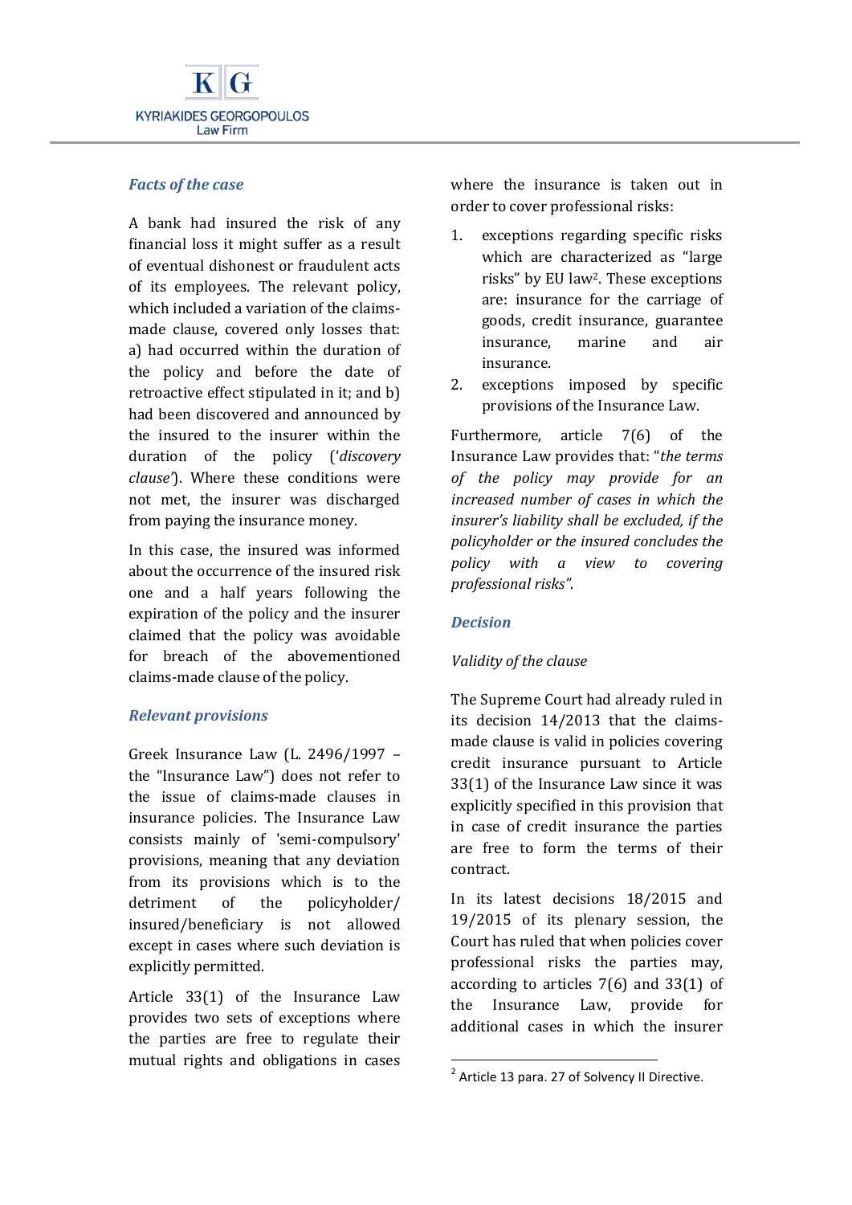### *Facts of the case*

A bank had insured the risk of any financial loss it might suffer as a result of eventual dishonest or fraudulent acts of its employees. The relevant policy, which included a variation of the claims-made clause, covered only losses that: a) had occurred within the duration of the policy and before the date of retroactive effect stipulated in it; and b) had been discovered and announced by the insured to the insurer within the duration of the policy ('*discovery clause*'). Where these conditions were not met, the insurer was discharged from paying the insurance money.

In this case, the insured was informed about the occurrence of the insured risk one and a half years following the expiration of the policy and the insurer claimed that the policy was avoidable for breach of the abovementioned claims-made clause of the policy.

### *Relevant provisions*

Greek Insurance Law (L. 2496/1997 – the "Insurance Law") does not refer to the issue of claims-made clauses in insurance policies. The Insurance Law consists mainly of 'semi-compulsory' provisions, meaning that any deviation from its provisions which is to the detriment of the policyholder/ insured/beneficiary is not allowed except in cases where such deviation is explicitly permitted.

Article 33(1) of the Insurance Law provides two sets of exceptions where the parties are free to regulate their mutual rights and obligations in cases where the insurance is taken out in order to cover professional risks:

1. exceptions regarding specific risks which are characterized as "large risks" by EU law[2]. These exceptions are: insurance for the carriage of goods, credit insurance, guarantee insurance, marine and air insurance.
2. exceptions imposed by specific provisions of the Insurance Law.

Furthermore, article 7(6) of the Insurance Law provides that: "*the terms of the policy may provide for an increased number of cases in which the insurer's liability shall be excluded, if the policyholder or the insured concludes the policy with a view to covering professional risks".*

### *Decision*

*Validity of the clause*

The Supreme Court had already ruled in its decision 14/2013 that the claims-made clause is valid in policies covering credit insurance pursuant to Article 33(1) of the Insurance Law since it was explicitly specified in this provision that in case of credit insurance the parties are free to form the terms of their contract.

In its latest decisions 18/2015 and 19/2015 of its plenary session, the Court has ruled that when policies cover professional risks the parties may, according to articles 7(6) and 33(1) of the Insurance Law, provide for additional cases in which the insurer

---

[2] Article 13 para. 27 of Solvency II Directive.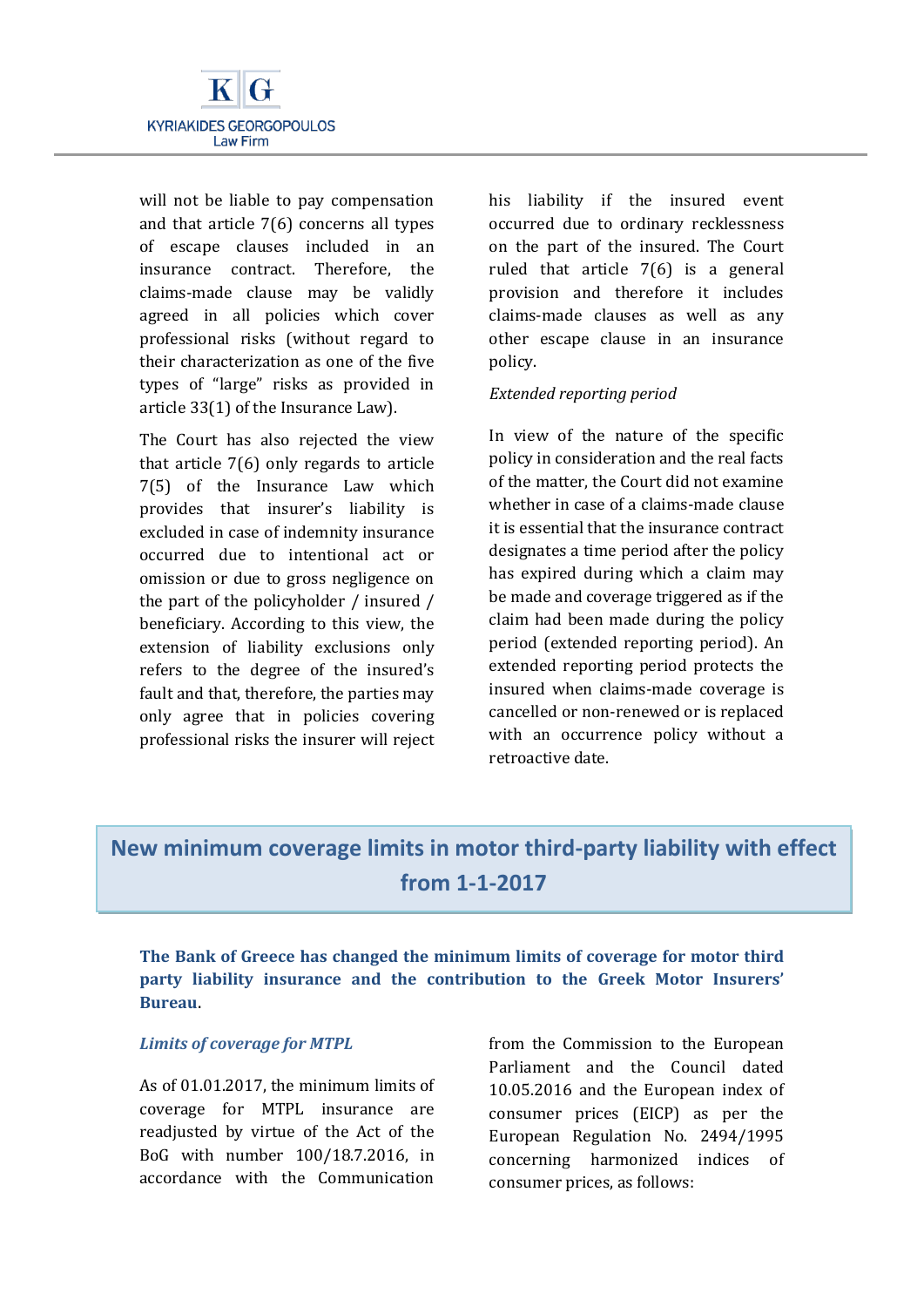will not be liable to pay compensation and that article 7(6) concerns all types of escape clauses included in an insurance contract. Therefore, the claims-made clause may be validly agreed in all policies which cover professional risks (without regard to their characterization as one of the five types of "large" risks as provided in article 33(1) of the Insurance Law).

The Court has also rejected the view that article 7(6) only regards to article 7(5) of the Insurance Law which provides that insurer's liability is excluded in case of indemnity insurance occurred due to intentional act or omission or due to gross negligence on the part of the policyholder / insured / beneficiary. According to this view, the extension of liability exclusions only refers to the degree of the insured's fault and that, therefore, the parties may only agree that in policies covering professional risks the insurer will reject his liability if the insured event occurred due to ordinary recklessness on the part of the insured. The Court ruled that article 7(6) is a general provision and therefore it includes claims-made clauses as well as any other escape clause in an insurance policy.

*Extended reporting period*

In view of the nature of the specific policy in consideration and the real facts of the matter, the Court did not examine whether in case of a claims-made clause it is essential that the insurance contract designates a time period after the policy has expired during which a claim may be made and coverage triggered as if the claim had been made during the policy period (extended reporting period). An extended reporting period protects the insured when claims-made coverage is cancelled or non-renewed or is replaced with an occurrence policy without a retroactive date.

## New minimum coverage limits in motor third-party liability with effect from 1-1-2017

**The Bank of Greece has changed the minimum limits of coverage for motor third party liability insurance and the contribution to the Greek Motor Insurers' Bureau.**

***Limits of coverage for MTPL***

As of 01.01.2017, the minimum limits of coverage for MTPL insurance are readjusted by virtue of the Act of the BoG with number 100/18.7.2016, in accordance with the Communication from the Commission to the European Parliament and the Council dated 10.05.2016 and the European index of consumer prices (EICP) as per the European Regulation No. 2494/1995 concerning harmonized indices of consumer prices, as follows: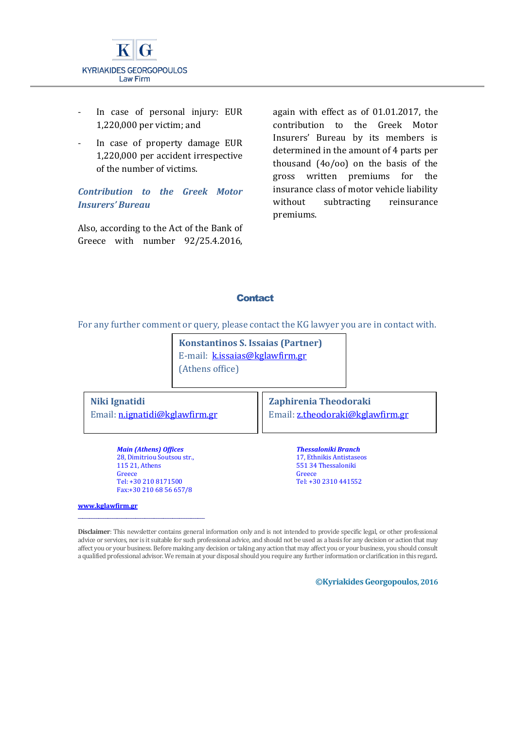- In case of personal injury: EUR 1,220,000 per victim; and
- In case of property damage EUR 1,220,000 per accident irrespective of the number of victims.

***Contribution to the Greek Motor Insurers' Bureau***

Also, according to the Act of the Bank of Greece with number 92/25.4.2016, again with effect as of 01.01.2017, the contribution to the Greek Motor Insurers' Bureau by its members is determined in the amount of 4 parts per thousand (4o/oo) on the basis of the gross written premiums for the insurance class of motor vehicle liability without subtracting reinsurance premiums.

## Contact

For any further comment or query, please contact the KG lawyer you are in contact with.

**Konstantinos S. Issaias (Partner)**
E-mail: k.issaias@kglawfirm.gr
(Athens office)

**Niki Ignatidi**
Email: n.ignatidi@kglawfirm.gr

**Zaphirenia Theodoraki**
Email: z.theodoraki@kglawfirm.gr

***Main (Athens) Offices***
28, Dimitriou Soutsou str.,
115 21, Athens
Greece
Tel: +30 210 8171500
Fax:+30 210 68 56 657/8

***Thessaloniki Branch***
17, Ethnikis Antistaseos
551 34 Thessaloniki
Greece
Tel: +30 2310 441552

**www.kglawfirm.gr**

---

**Disclaimer**: This newsletter contains general information only and is not intended to provide specific legal, or other professional advice or services, nor is it suitable for such professional advice, and should not be used as a basis for any decision or action that may affect you or your business. Before making any decision or taking any action that may affect you or your business, you should consult a qualified professional advisor. We remain at your disposal should you require any further information or clarification in this regard.

**©Kyriakides Georgopoulos, 2016**